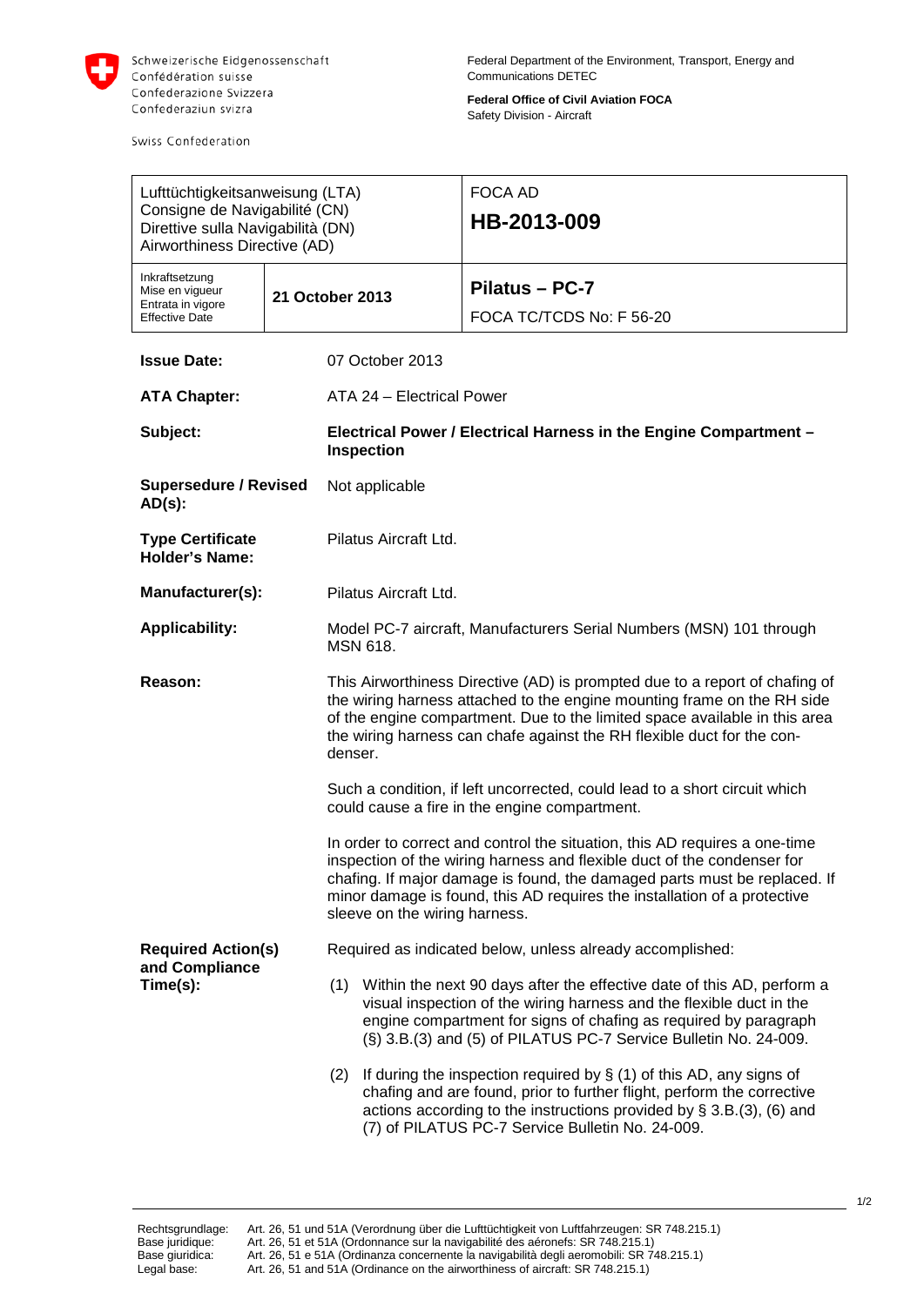Schweizerische Eidgenossenschaft
Confédération suisse
Confederazione Svizzera
Confederaziun svizra

Swiss Confederation

Federal Department of the Environment, Transport, Energy and Communications DETEC

**Federal Office of Civil Aviation FOCA**
Safety Division - Aircraft

| Lufttüchtigkeitsanweisung (LTA)<br>Consigne de Navigabilité (CN)<br>Direttive sulla Navigabilità (DN)<br>Airworthiness Directive (AD) | | FOCA AD<br>**HB-2013-009** |
|---|---|---|
| Inkraftsetzung<br>Mise en vigueur<br>Entrata in vigore<br>Effective Date | **21 October 2013** | **Pilatus – PC-7**<br>FOCA TC/TCDS No: F 56-20 |

**Issue Date:** 07 October 2013

**ATA Chapter:** ATA 24 – Electrical Power

**Subject:** **Electrical Power / Electrical Harness in the Engine Compartment – Inspection**

**Supersedure / Revised AD(s):** Not applicable

**Type Certificate Holder's Name:** Pilatus Aircraft Ltd.

**Manufacturer(s):** Pilatus Aircraft Ltd.

**Applicability:** Model PC-7 aircraft, Manufacturers Serial Numbers (MSN) 101 through MSN 618.

**Reason:**

This Airworthiness Directive (AD) is prompted due to a report of chafing of the wiring harness attached to the engine mounting frame on the RH side of the engine compartment. Due to the limited space available in this area the wiring harness can chafe against the RH flexible duct for the condenser.

Such a condition, if left uncorrected, could lead to a short circuit which could cause a fire in the engine compartment.

In order to correct and control the situation, this AD requires a one-time inspection of the wiring harness and flexible duct of the condenser for chafing. If major damage is found, the damaged parts must be replaced. If minor damage is found, this AD requires the installation of a protective sleeve on the wiring harness.

**Required Action(s) and Compliance Time(s):**

Required as indicated below, unless already accomplished:

(1) Within the next 90 days after the effective date of this AD, perform a visual inspection of the wiring harness and the flexible duct in the engine compartment for signs of chafing as required by paragraph (§) 3.B.(3) and (5) of PILATUS PC-7 Service Bulletin No. 24-009.

(2) If during the inspection required by § (1) of this AD, any signs of chafing and are found, prior to further flight, perform the corrective actions according to the instructions provided by § 3.B.(3), (6) and (7) of PILATUS PC-7 Service Bulletin No. 24-009.

| | |
|---|---|
| Rechtsgrundlage: | Art. 26, 51 und 51A (Verordnung über die Lufttüchtigkeit von Luftfahrzeugen: SR 748.215.1) |
| Base juridique: | Art. 26, 51 et 51A (Ordonnance sur la navigabilité des aéronefs: SR 748.215.1) |
| Base giuridica: | Art. 26, 51 e 51A (Ordinanza concernente la navigabilità degli aeromobili: SR 748.215.1) |
| Legal base: | Art. 26, 51 and 51A (Ordinance on the airworthiness of aircraft: SR 748.215.1) |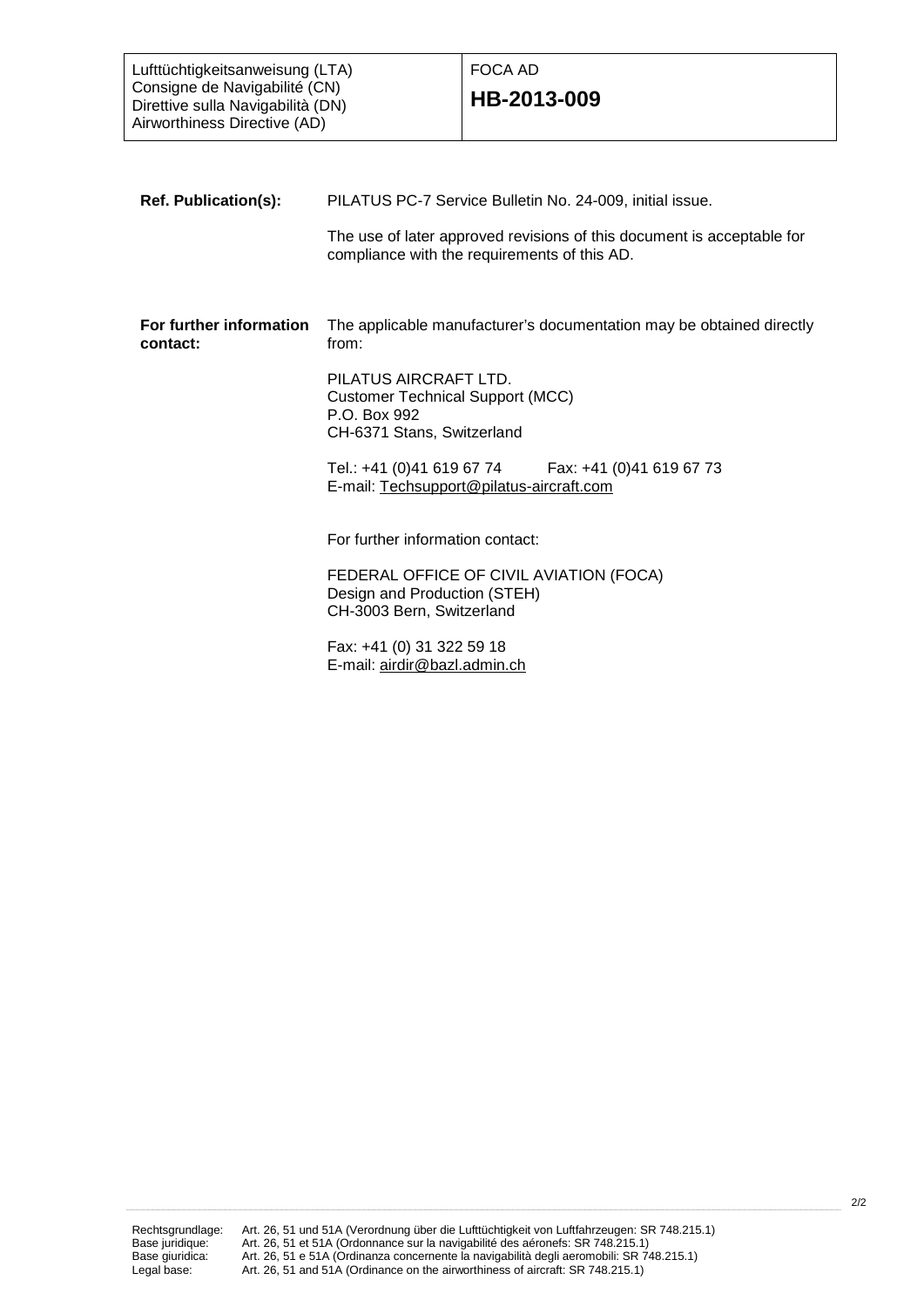**Ref. Publication(s):**

PILATUS PC-7 Service Bulletin No. 24-009, initial issue.

The use of later approved revisions of this document is acceptable for compliance with the requirements of this AD.

**For further information contact:**

The applicable manufacturer's documentation may be obtained directly from:

PILATUS AIRCRAFT LTD.
Customer Technical Support (MCC)
P.O. Box 992
CH-6371 Stans, Switzerland

Tel.: +41 (0)41 619 67 74 Fax: +41 (0)41 619 67 73
E-mail: Techsupport@pilatus-aircraft.com

For further information contact:

FEDERAL OFFICE OF CIVIL AVIATION (FOCA)
Design and Production (STEH)
CH-3003 Bern, Switzerland

Fax: +41 (0) 31 322 59 18
E-mail: airdir@bazl.admin.ch